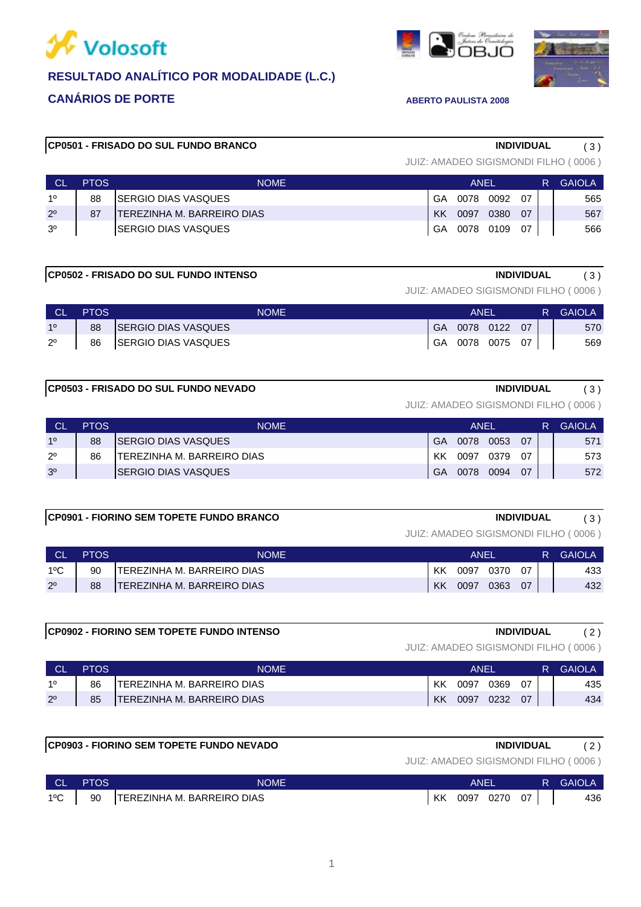Volosoft

# RESULTADO ANALÍTICO POR MODALIDADE (L.C.)

## CANÁRIOS DE PORTE

**ABERTO PAULISTA 2008**

### CP0501 - FRISADO DO SUL FUNDO BRANCO

**INDIVIDUAL** ( 3 )

JUIZ: AMADEO SIGISMONDI FILHO ( 0006 )

| CL | PTOS | NOME | ANEL | | | | R | GAIOLA |
|---|---|---|---|---|---|---|---|---|
| 1º | 88 | SERGIO DIAS VASQUES | GA | 0078 | 0092 | 07 | | 565 |
| 2º | 87 | TEREZINHA M. BARREIRO DIAS | KK | 0097 | 0380 | 07 | | 567 |
| 3º | | SERGIO DIAS VASQUES | GA | 0078 | 0109 | 07 | | 566 |

### CP0502 - FRISADO DO SUL FUNDO INTENSO

**INDIVIDUAL** ( 3 )

JUIZ: AMADEO SIGISMONDI FILHO ( 0006 )

| CL | PTOS | NOME | ANEL | | | | R | GAIOLA |
|---|---|---|---|---|---|---|---|---|
| 1º | 88 | SERGIO DIAS VASQUES | GA | 0078 | 0122 | 07 | | 570 |
| 2º | 86 | SERGIO DIAS VASQUES | GA | 0078 | 0075 | 07 | | 569 |

### CP0503 - FRISADO DO SUL FUNDO NEVADO

**INDIVIDUAL** ( 3 )

JUIZ: AMADEO SIGISMONDI FILHO ( 0006 )

| CL | PTOS | NOME | ANEL | | | | R | GAIOLA |
|---|---|---|---|---|---|---|---|---|
| 1º | 88 | SERGIO DIAS VASQUES | GA | 0078 | 0053 | 07 | | 571 |
| 2º | 86 | TEREZINHA M. BARREIRO DIAS | KK | 0097 | 0379 | 07 | | 573 |
| 3º | | SERGIO DIAS VASQUES | GA | 0078 | 0094 | 07 | | 572 |

### CP0901 - FIORINO SEM TOPETE FUNDO BRANCO

**INDIVIDUAL** ( 3 )

JUIZ: AMADEO SIGISMONDI FILHO ( 0006 )

| CL | PTOS | NOME | ANEL | | | | R | GAIOLA |
|---|---|---|---|---|---|---|---|---|
| 1ºC | 90 | TEREZINHA M. BARREIRO DIAS | KK | 0097 | 0370 | 07 | | 433 |
| 2º | 88 | TEREZINHA M. BARREIRO DIAS | KK | 0097 | 0363 | 07 | | 432 |

### CP0902 - FIORINO SEM TOPETE FUNDO INTENSO

**INDIVIDUAL** ( 2 )

JUIZ: AMADEO SIGISMONDI FILHO ( 0006 )

| CL | PTOS | NOME | ANEL | | | | R | GAIOLA |
|---|---|---|---|---|---|---|---|---|
| 1º | 86 | TEREZINHA M. BARREIRO DIAS | KK | 0097 | 0369 | 07 | | 435 |
| 2º | 85 | TEREZINHA M. BARREIRO DIAS | KK | 0097 | 0232 | 07 | | 434 |

### CP0903 - FIORINO SEM TOPETE FUNDO NEVADO

**INDIVIDUAL** ( 2 )

JUIZ: AMADEO SIGISMONDI FILHO ( 0006 )

| CL | PTOS | NOME | ANEL | | | | R | GAIOLA |
|---|---|---|---|---|---|---|---|---|
| 1ºC | 90 | TEREZINHA M. BARREIRO DIAS | KK | 0097 | 0270 | 07 | | 436 |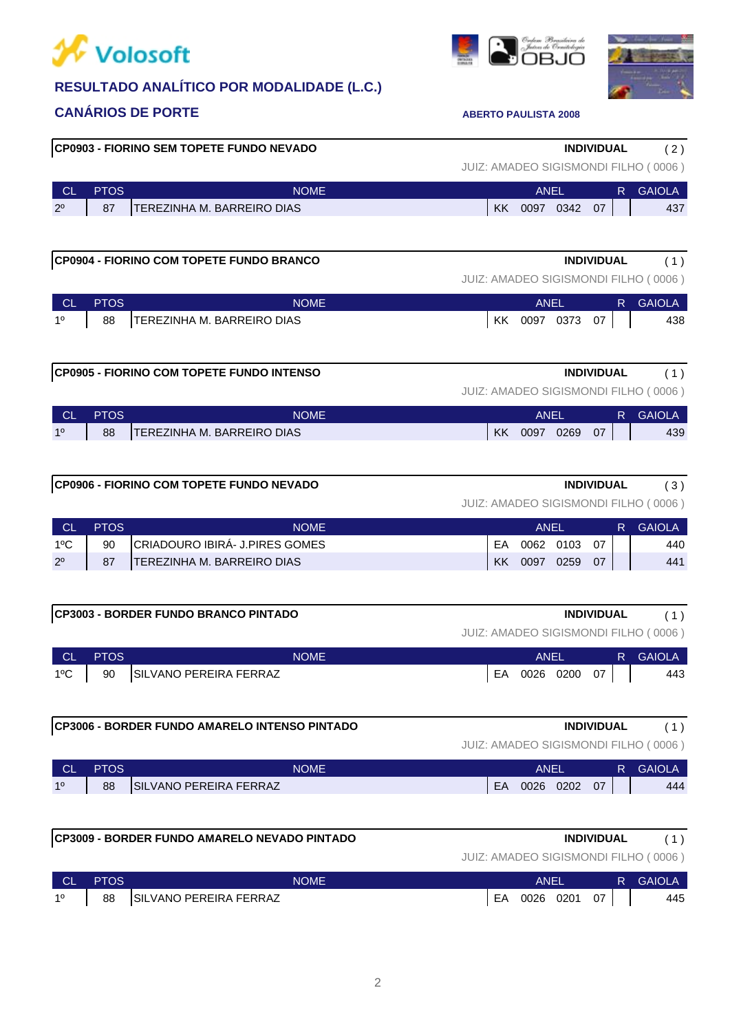# RESULTADO ANALÍTICO POR MODALIDADE (L.C.)

## CANÁRIOS DE PORTE

**ABERTO PAULISTA 2008**

### CP0903 - FIORINO SEM TOPETE FUNDO NEVADO

**INDIVIDUAL** ( 2 )

JUIZ: AMADEO SIGISMONDI FILHO ( 0006 )

| CL | PTOS | NOME | ANEL | R | GAIOLA |
|---|---|---|---|---|---|
| 2º | 87 | TEREZINHA M. BARREIRO DIAS | KK 0097 0342 07 | | 437 |

### CP0904 - FIORINO COM TOPETE FUNDO BRANCO

**INDIVIDUAL** ( 1 )

JUIZ: AMADEO SIGISMONDI FILHO ( 0006 )

| CL | PTOS | NOME | ANEL | R | GAIOLA |
|---|---|---|---|---|---|
| 1º | 88 | TEREZINHA M. BARREIRO DIAS | KK 0097 0373 07 | | 438 |

### CP0905 - FIORINO COM TOPETE FUNDO INTENSO

**INDIVIDUAL** ( 1 )

JUIZ: AMADEO SIGISMONDI FILHO ( 0006 )

| CL | PTOS | NOME | ANEL | R | GAIOLA |
|---|---|---|---|---|---|
| 1º | 88 | TEREZINHA M. BARREIRO DIAS | KK 0097 0269 07 | | 439 |

### CP0906 - FIORINO COM TOPETE FUNDO NEVADO

**INDIVIDUAL** ( 3 )

JUIZ: AMADEO SIGISMONDI FILHO ( 0006 )

| CL | PTOS | NOME | ANEL | R | GAIOLA |
|---|---|---|---|---|---|
| 1ºC | 90 | CRIADOURO IBIRÁ- J.PIRES GOMES | EA 0062 0103 07 | | 440 |
| 2º | 87 | TEREZINHA M. BARREIRO DIAS | KK 0097 0259 07 | | 441 |

### CP3003 - BORDER FUNDO BRANCO PINTADO

**INDIVIDUAL** ( 1 )

JUIZ: AMADEO SIGISMONDI FILHO ( 0006 )

| CL | PTOS | NOME | ANEL | R | GAIOLA |
|---|---|---|---|---|---|
| 1ºC | 90 | SILVANO PEREIRA FERRAZ | EA 0026 0200 07 | | 443 |

### CP3006 - BORDER FUNDO AMARELO INTENSO PINTADO

**INDIVIDUAL** ( 1 )

JUIZ: AMADEO SIGISMONDI FILHO ( 0006 )

| CL | PTOS | NOME | ANEL | R | GAIOLA |
|---|---|---|---|---|---|
| 1º | 88 | SILVANO PEREIRA FERRAZ | EA 0026 0202 07 | | 444 |

### CP3009 - BORDER FUNDO AMARELO NEVADO PINTADO

**INDIVIDUAL** ( 1 )

JUIZ: AMADEO SIGISMONDI FILHO ( 0006 )

| CL | PTOS | NOME | ANEL | R | GAIOLA |
|---|---|---|---|---|---|
| 1º | 88 | SILVANO PEREIRA FERRAZ | EA 0026 0201 07 | | 445 |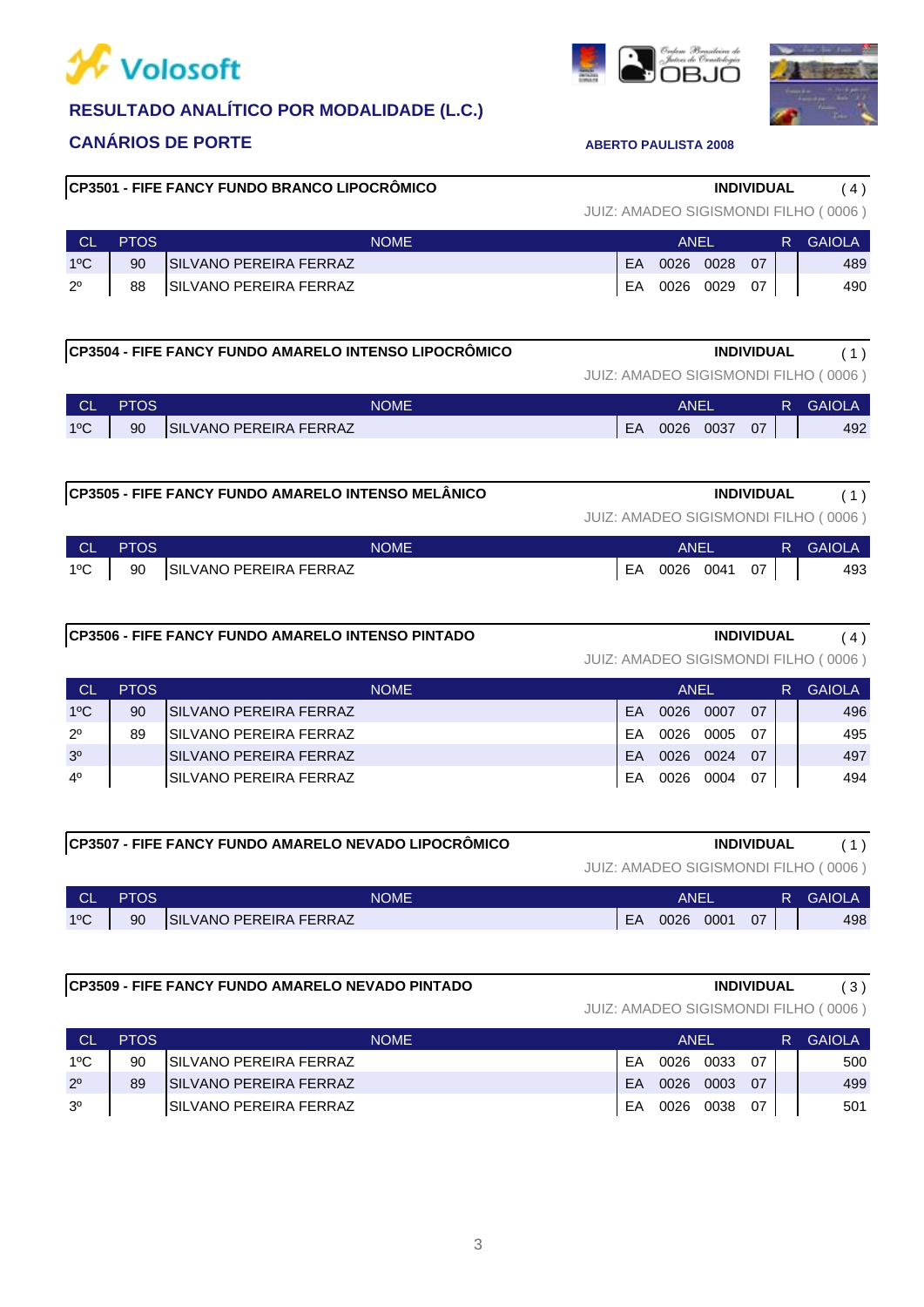# RESULTADO ANALÍTICO POR MODALIDADE (L.C.)

## CANÁRIOS DE PORTE

**ABERTO PAULISTA 2008**

### CP3501 - FIFE FANCY FUNDO BRANCO LIPOCRÔMICO

**INDIVIDUAL** ( 4 )

JUIZ: AMADEO SIGISMONDI FILHO ( 0006 )

| CL | PTOS | NOME | ANEL | | | | R | GAIOLA |
|---|---|---|---|---|---|---|---|---|
| 1ºC | 90 | SILVANO PEREIRA FERRAZ | EA | 0026 | 0028 | 07 | | 489 |
| 2º | 88 | SILVANO PEREIRA FERRAZ | EA | 0026 | 0029 | 07 | | 490 |

### CP3504 - FIFE FANCY FUNDO AMARELO INTENSO LIPOCRÔMICO

**INDIVIDUAL** ( 1 )

JUIZ: AMADEO SIGISMONDI FILHO ( 0006 )

| CL | PTOS | NOME | ANEL | | | | R | GAIOLA |
|---|---|---|---|---|---|---|---|---|
| 1ºC | 90 | SILVANO PEREIRA FERRAZ | EA | 0026 | 0037 | 07 | | 492 |

### CP3505 - FIFE FANCY FUNDO AMARELO INTENSO MELÂNICO

**INDIVIDUAL** ( 1 )

JUIZ: AMADEO SIGISMONDI FILHO ( 0006 )

| CL | PTOS | NOME | ANEL | | | | R | GAIOLA |
|---|---|---|---|---|---|---|---|---|
| 1ºC | 90 | SILVANO PEREIRA FERRAZ | EA | 0026 | 0041 | 07 | | 493 |

### CP3506 - FIFE FANCY FUNDO AMARELO INTENSO PINTADO

**INDIVIDUAL** ( 4 )

JUIZ: AMADEO SIGISMONDI FILHO ( 0006 )

| CL | PTOS | NOME | ANEL | | | | R | GAIOLA |
|---|---|---|---|---|---|---|---|---|
| 1ºC | 90 | SILVANO PEREIRA FERRAZ | EA | 0026 | 0007 | 07 | | 496 |
| 2º | 89 | SILVANO PEREIRA FERRAZ | EA | 0026 | 0005 | 07 | | 495 |
| 3º | | SILVANO PEREIRA FERRAZ | EA | 0026 | 0024 | 07 | | 497 |
| 4º | | SILVANO PEREIRA FERRAZ | EA | 0026 | 0004 | 07 | | 494 |

### CP3507 - FIFE FANCY FUNDO AMARELO NEVADO LIPOCRÔMICO

**INDIVIDUAL** ( 1 )

JUIZ: AMADEO SIGISMONDI FILHO ( 0006 )

| CL | PTOS | NOME | ANEL | | | | R | GAIOLA |
|---|---|---|---|---|---|---|---|---|
| 1ºC | 90 | SILVANO PEREIRA FERRAZ | EA | 0026 | 0001 | 07 | | 498 |

### CP3509 - FIFE FANCY FUNDO AMARELO NEVADO PINTADO

**INDIVIDUAL** ( 3 )

JUIZ: AMADEO SIGISMONDI FILHO ( 0006 )

| CL | PTOS | NOME | ANEL | | | | R | GAIOLA |
|---|---|---|---|---|---|---|---|---|
| 1ºC | 90 | SILVANO PEREIRA FERRAZ | EA | 0026 | 0033 | 07 | | 500 |
| 2º | 89 | SILVANO PEREIRA FERRAZ | EA | 0026 | 0003 | 07 | | 499 |
| 3º | | SILVANO PEREIRA FERRAZ | EA | 0026 | 0038 | 07 | | 501 |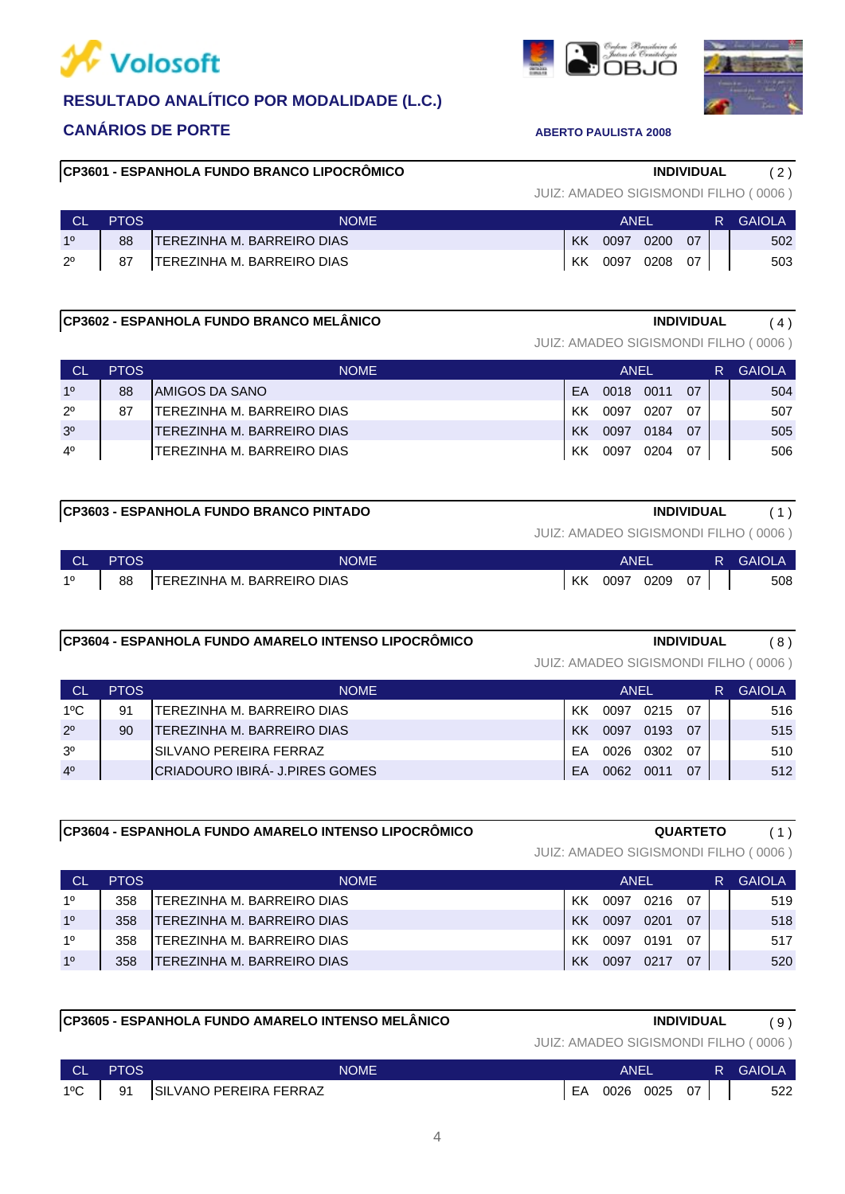# Volosoft

## RESULTADO ANALÍTICO POR MODALIDADE (L.C.)

## CANÁRIOS DE PORTE

**ABERTO PAULISTA 2008**

### CP3601 - ESPANHOLA FUNDO BRANCO LIPOCRÔMICO

**INDIVIDUAL** ( 2 )

JUIZ: AMADEO SIGISMONDI FILHO ( 0006 )

| CL | PTOS | NOME | ANEL | | | | R | GAIOLA |
|---|---|---|---|---|---|---|---|---|
| 1º | 88 | TEREZINHA M. BARREIRO DIAS | KK | 0097 | 0200 | 07 | | 502 |
| 2º | 87 | TEREZINHA M. BARREIRO DIAS | KK | 0097 | 0208 | 07 | | 503 |

### CP3602 - ESPANHOLA FUNDO BRANCO MELÂNICO

**INDIVIDUAL** ( 4 )

JUIZ: AMADEO SIGISMONDI FILHO ( 0006 )

| CL | PTOS | NOME | ANEL | | | | R | GAIOLA |
|---|---|---|---|---|---|---|---|---|
| 1º | 88 | AMIGOS DA SANO | EA | 0018 | 0011 | 07 | | 504 |
| 2º | 87 | TEREZINHA M. BARREIRO DIAS | KK | 0097 | 0207 | 07 | | 507 |
| 3º | | TEREZINHA M. BARREIRO DIAS | KK | 0097 | 0184 | 07 | | 505 |
| 4º | | TEREZINHA M. BARREIRO DIAS | KK | 0097 | 0204 | 07 | | 506 |

### CP3603 - ESPANHOLA FUNDO BRANCO PINTADO

**INDIVIDUAL** ( 1 )

JUIZ: AMADEO SIGISMONDI FILHO ( 0006 )

| CL | PTOS | NOME | ANEL | | | | R | GAIOLA |
|---|---|---|---|---|---|---|---|---|
| 1º | 88 | TEREZINHA M. BARREIRO DIAS | KK | 0097 | 0209 | 07 | | 508 |

### CP3604 - ESPANHOLA FUNDO AMARELO INTENSO LIPOCRÔMICO

**INDIVIDUAL** ( 8 )

JUIZ: AMADEO SIGISMONDI FILHO ( 0006 )

| CL | PTOS | NOME | ANEL | | | | R | GAIOLA |
|---|---|---|---|---|---|---|---|---|
| 1ºC | 91 | TEREZINHA M. BARREIRO DIAS | KK | 0097 | 0215 | 07 | | 516 |
| 2º | 90 | TEREZINHA M. BARREIRO DIAS | KK | 0097 | 0193 | 07 | | 515 |
| 3º | | SILVANO PEREIRA FERRAZ | EA | 0026 | 0302 | 07 | | 510 |
| 4º | | CRIADOURO IBIRÁ- J.PIRES GOMES | EA | 0062 | 0011 | 07 | | 512 |

### CP3604 - ESPANHOLA FUNDO AMARELO INTENSO LIPOCRÔMICO

**QUARTETO** ( 1 )

JUIZ: AMADEO SIGISMONDI FILHO ( 0006 )

| CL | PTOS | NOME | ANEL | | | | R | GAIOLA |
|---|---|---|---|---|---|---|---|---|
| 1º | 358 | TEREZINHA M. BARREIRO DIAS | KK | 0097 | 0216 | 07 | | 519 |
| 1º | 358 | TEREZINHA M. BARREIRO DIAS | KK | 0097 | 0201 | 07 | | 518 |
| 1º | 358 | TEREZINHA M. BARREIRO DIAS | KK | 0097 | 0191 | 07 | | 517 |
| 1º | 358 | TEREZINHA M. BARREIRO DIAS | KK | 0097 | 0217 | 07 | | 520 |

### CP3605 - ESPANHOLA FUNDO AMARELO INTENSO MELÂNICO

**INDIVIDUAL** ( 9 )

JUIZ: AMADEO SIGISMONDI FILHO ( 0006 )

| CL | PTOS | NOME | ANEL | | | | R | GAIOLA |
|---|---|---|---|---|---|---|---|---|
| 1ºC | 91 | SILVANO PEREIRA FERRAZ | EA | 0026 | 0025 | 07 | | 522 |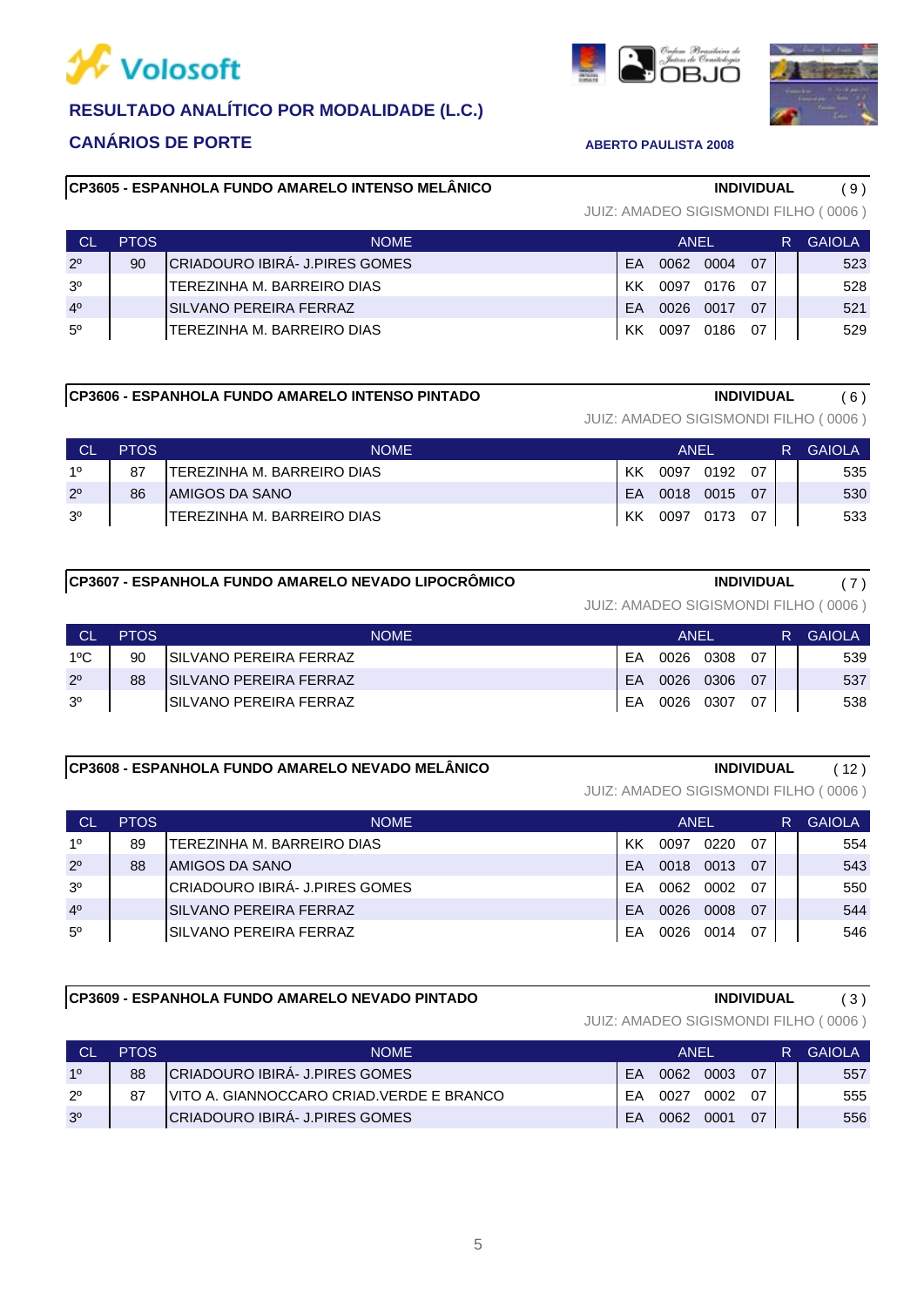Volosoft

**RESULTADO ANALÍTICO POR MODALIDADE (L.C.)**

**CANÁRIOS DE PORTE**

**ABERTO PAULISTA 2008**

### CP3605 - ESPANHOLA FUNDO AMARELO INTENSO MELÂNICO

**INDIVIDUAL** ( 9 )

JUIZ: AMADEO SIGISMONDI FILHO ( 0006 )

| CL | PTOS | NOME | ANEL | | | | R | GAIOLA |
|---|---|---|---|---|---|---|---|---|
| 2º | 90 | CRIADOURO IBIRÁ- J.PIRES GOMES | EA | 0062 | 0004 | 07 | | 523 |
| 3º | | TEREZINHA M. BARREIRO DIAS | KK | 0097 | 0176 | 07 | | 528 |
| 4º | | SILVANO PEREIRA FERRAZ | EA | 0026 | 0017 | 07 | | 521 |
| 5º | | TEREZINHA M. BARREIRO DIAS | KK | 0097 | 0186 | 07 | | 529 |

### CP3606 - ESPANHOLA FUNDO AMARELO INTENSO PINTADO

**INDIVIDUAL** ( 6 )

JUIZ: AMADEO SIGISMONDI FILHO ( 0006 )

| CL | PTOS | NOME | ANEL | | | | R | GAIOLA |
|---|---|---|---|---|---|---|---|---|
| 1º | 87 | TEREZINHA M. BARREIRO DIAS | KK | 0097 | 0192 | 07 | | 535 |
| 2º | 86 | AMIGOS DA SANO | EA | 0018 | 0015 | 07 | | 530 |
| 3º | | TEREZINHA M. BARREIRO DIAS | KK | 0097 | 0173 | 07 | | 533 |

### CP3607 - ESPANHOLA FUNDO AMARELO NEVADO LIPOCRÔMICO

**INDIVIDUAL** ( 7 )

JUIZ: AMADEO SIGISMONDI FILHO ( 0006 )

| CL | PTOS | NOME | ANEL | | | | R | GAIOLA |
|---|---|---|---|---|---|---|---|---|
| 1ºC | 90 | SILVANO PEREIRA FERRAZ | EA | 0026 | 0308 | 07 | | 539 |
| 2º | 88 | SILVANO PEREIRA FERRAZ | EA | 0026 | 0306 | 07 | | 537 |
| 3º | | SILVANO PEREIRA FERRAZ | EA | 0026 | 0307 | 07 | | 538 |

### CP3608 - ESPANHOLA FUNDO AMARELO NEVADO MELÂNICO

**INDIVIDUAL** ( 12 )

JUIZ: AMADEO SIGISMONDI FILHO ( 0006 )

| CL | PTOS | NOME | ANEL | | | | R | GAIOLA |
|---|---|---|---|---|---|---|---|---|
| 1º | 89 | TEREZINHA M. BARREIRO DIAS | KK | 0097 | 0220 | 07 | | 554 |
| 2º | 88 | AMIGOS DA SANO | EA | 0018 | 0013 | 07 | | 543 |
| 3º | | CRIADOURO IBIRÁ- J.PIRES GOMES | EA | 0062 | 0002 | 07 | | 550 |
| 4º | | SILVANO PEREIRA FERRAZ | EA | 0026 | 0008 | 07 | | 544 |
| 5º | | SILVANO PEREIRA FERRAZ | EA | 0026 | 0014 | 07 | | 546 |

### CP3609 - ESPANHOLA FUNDO AMARELO NEVADO PINTADO

**INDIVIDUAL** ( 3 )

JUIZ: AMADEO SIGISMONDI FILHO ( 0006 )

| CL | PTOS | NOME | ANEL | | | | R | GAIOLA |
|---|---|---|---|---|---|---|---|---|
| 1º | 88 | CRIADOURO IBIRÁ- J.PIRES GOMES | EA | 0062 | 0003 | 07 | | 557 |
| 2º | 87 | VITO A. GIANNOCCARO CRIAD.VERDE E BRANCO | EA | 0027 | 0002 | 07 | | 555 |
| 3º | | CRIADOURO IBIRÁ- J.PIRES GOMES | EA | 0062 | 0001 | 07 | | 556 |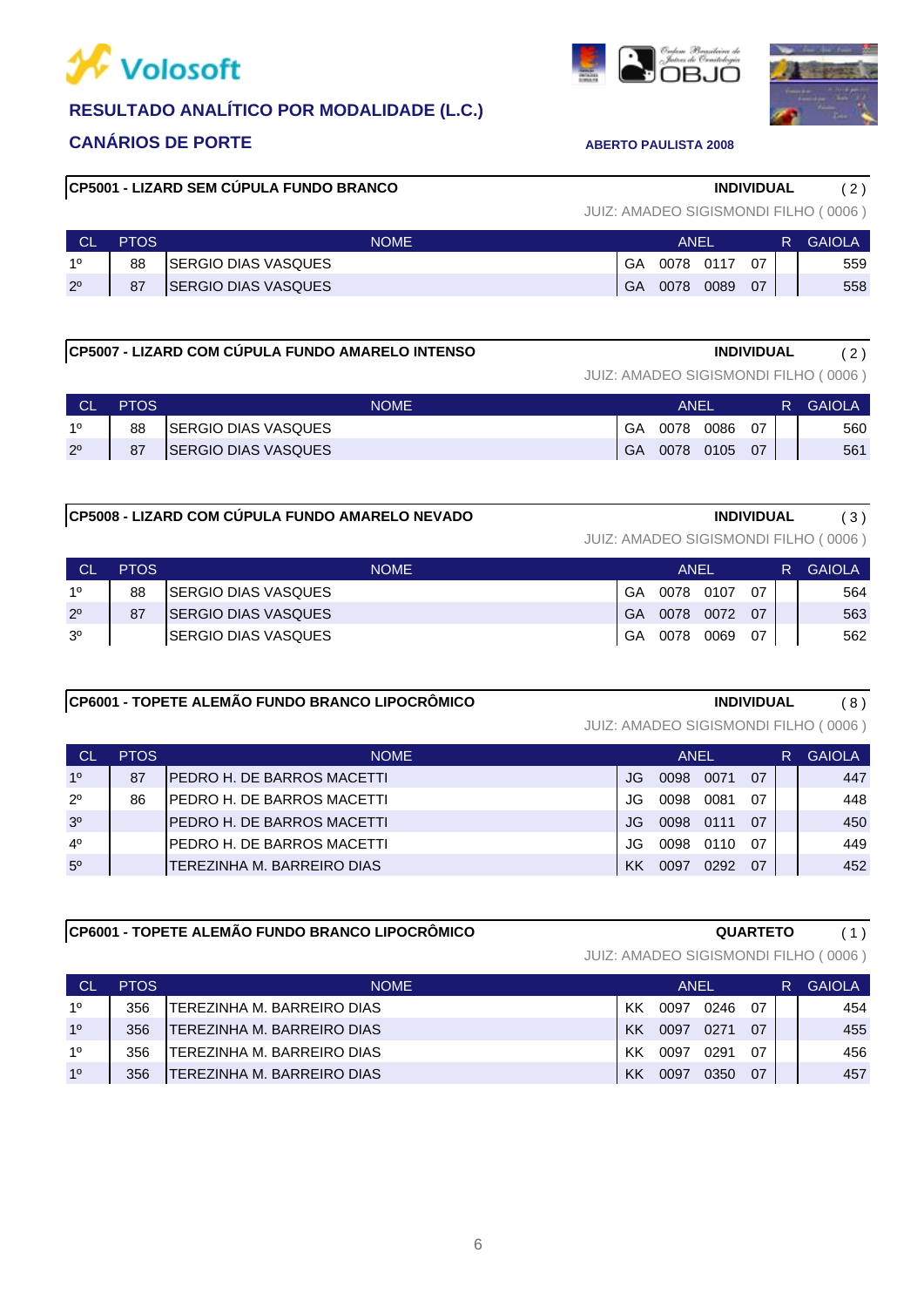Volosoft

## RESULTADO ANALÍTICO POR MODALIDADE (L.C.)

## CANÁRIOS DE PORTE

ABERTO PAULISTA 2008

### CP5001 - LIZARD SEM CÚPULA FUNDO BRANCO

**INDIVIDUAL** ( 2 )

JUIZ: AMADEO SIGISMONDI FILHO ( 0006 )

| CL | PTOS | NOME | ANEL | | | | R | GAIOLA |
|---|---|---|---|---|---|---|---|---|
| 1º | 88 | SERGIO DIAS VASQUES | GA | 0078 | 0117 | 07 | | 559 |
| 2º | 87 | SERGIO DIAS VASQUES | GA | 0078 | 0089 | 07 | | 558 |

### CP5007 - LIZARD COM CÚPULA FUNDO AMARELO INTENSO

**INDIVIDUAL** ( 2 )

JUIZ: AMADEO SIGISMONDI FILHO ( 0006 )

| CL | PTOS | NOME | ANEL | | | | R | GAIOLA |
|---|---|---|---|---|---|---|---|---|
| 1º | 88 | SERGIO DIAS VASQUES | GA | 0078 | 0086 | 07 | | 560 |
| 2º | 87 | SERGIO DIAS VASQUES | GA | 0078 | 0105 | 07 | | 561 |

### CP5008 - LIZARD COM CÚPULA FUNDO AMARELO NEVADO

**INDIVIDUAL** ( 3 )

JUIZ: AMADEO SIGISMONDI FILHO ( 0006 )

| CL | PTOS | NOME | ANEL | | | | R | GAIOLA |
|---|---|---|---|---|---|---|---|---|
| 1º | 88 | SERGIO DIAS VASQUES | GA | 0078 | 0107 | 07 | | 564 |
| 2º | 87 | SERGIO DIAS VASQUES | GA | 0078 | 0072 | 07 | | 563 |
| 3º | | SERGIO DIAS VASQUES | GA | 0078 | 0069 | 07 | | 562 |

### CP6001 - TOPETE ALEMÃO FUNDO BRANCO LIPOCRÔMICO

**INDIVIDUAL** ( 8 )

JUIZ: AMADEO SIGISMONDI FILHO ( 0006 )

| CL | PTOS | NOME | ANEL | | | | R | GAIOLA |
|---|---|---|---|---|---|---|---|---|
| 1º | 87 | PEDRO H. DE BARROS MACETTI | JG | 0098 | 0071 | 07 | | 447 |
| 2º | 86 | PEDRO H. DE BARROS MACETTI | JG | 0098 | 0081 | 07 | | 448 |
| 3º | | PEDRO H. DE BARROS MACETTI | JG | 0098 | 0111 | 07 | | 450 |
| 4º | | PEDRO H. DE BARROS MACETTI | JG | 0098 | 0110 | 07 | | 449 |
| 5º | | TEREZINHA M. BARREIRO DIAS | KK | 0097 | 0292 | 07 | | 452 |

### CP6001 - TOPETE ALEMÃO FUNDO BRANCO LIPOCRÔMICO

**QUARTETO** ( 1 )

JUIZ: AMADEO SIGISMONDI FILHO ( 0006 )

| CL | PTOS | NOME | ANEL | | | | R | GAIOLA |
|---|---|---|---|---|---|---|---|---|
| 1º | 356 | TEREZINHA M. BARREIRO DIAS | KK | 0097 | 0246 | 07 | | 454 |
| 1º | 356 | TEREZINHA M. BARREIRO DIAS | KK | 0097 | 0271 | 07 | | 455 |
| 1º | 356 | TEREZINHA M. BARREIRO DIAS | KK | 0097 | 0291 | 07 | | 456 |
| 1º | 356 | TEREZINHA M. BARREIRO DIAS | KK | 0097 | 0350 | 07 | | 457 |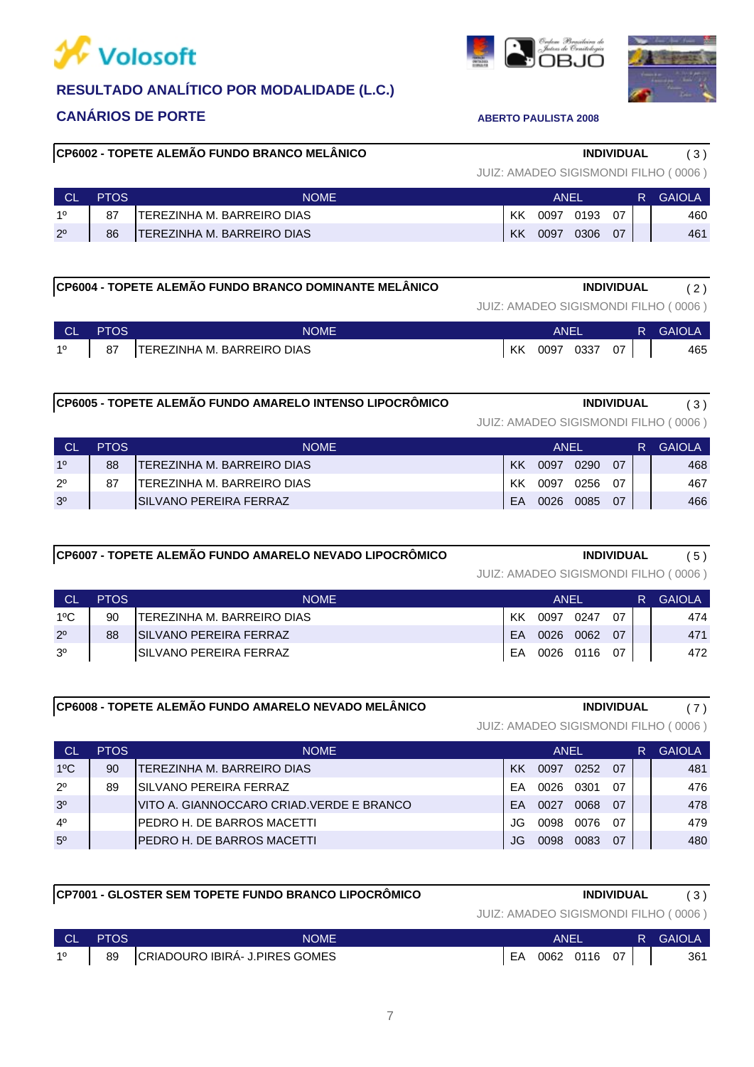Volosoft

## RESULTADO ANALÍTICO POR MODALIDADE (L.C.)

## CANÁRIOS DE PORTE

ABERTO PAULISTA 2008

### CP6002 - TOPETE ALEMÃO FUNDO BRANCO MELÂNICO

INDIVIDUAL ( 3 )

JUIZ: AMADEO SISIGMONDI FILHO ( 0006 )

| CL | PTOS | NOME | ANEL | | | | R | GAIOLA |
|---|---|---|---|---|---|---|---|---|
| 1º | 87 | TEREZINHA M. BARREIRO DIAS | KK | 0097 | 0193 | 07 | | 460 |
| 2º | 86 | TEREZINHA M. BARREIRO DIAS | KK | 0097 | 0306 | 07 | | 461 |

### CP6004 - TOPETE ALEMÃO FUNDO BRANCO DOMINANTE MELÂNICO

INDIVIDUAL ( 2 )

JUIZ: AMADEO SISIGMONDI FILHO ( 0006 )

| CL | PTOS | NOME | ANEL | | | | R | GAIOLA |
|---|---|---|---|---|---|---|---|---|
| 1º | 87 | TEREZINHA M. BARREIRO DIAS | KK | 0097 | 0337 | 07 | | 465 |

### CP6005 - TOPETE ALEMÃO FUNDO AMARELO INTENSO LIPOCRÔMICO

INDIVIDUAL ( 3 )

JUIZ: AMADEO SISIGMONDI FILHO ( 0006 )

| CL | PTOS | NOME | ANEL | | | | R | GAIOLA |
|---|---|---|---|---|---|---|---|---|
| 1º | 88 | TEREZINHA M. BARREIRO DIAS | KK | 0097 | 0290 | 07 | | 468 |
| 2º | 87 | TEREZINHA M. BARREIRO DIAS | KK | 0097 | 0256 | 07 | | 467 |
| 3º | | SILVANO PEREIRA FERRAZ | EA | 0026 | 0085 | 07 | | 466 |

### CP6007 - TOPETE ALEMÃO FUNDO AMARELO NEVADO LIPOCRÔMICO

INDIVIDUAL ( 5 )

JUIZ: AMADEO SISIGMONDI FILHO ( 0006 )

| CL | PTOS | NOME | ANEL | | | | R | GAIOLA |
|---|---|---|---|---|---|---|---|---|
| 1ºC | 90 | TEREZINHA M. BARREIRO DIAS | KK | 0097 | 0247 | 07 | | 474 |
| 2º | 88 | SILVANO PEREIRA FERRAZ | EA | 0026 | 0062 | 07 | | 471 |
| 3º | | SILVANO PEREIRA FERRAZ | EA | 0026 | 0116 | 07 | | 472 |

### CP6008 - TOPETE ALEMÃO FUNDO AMARELO NEVADO MELÂNICO

INDIVIDUAL ( 7 )

JUIZ: AMADEO SISIGMONDI FILHO ( 0006 )

| CL | PTOS | NOME | ANEL | | | | R | GAIOLA |
|---|---|---|---|---|---|---|---|---|
| 1ºC | 90 | TEREZINHA M. BARREIRO DIAS | KK | 0097 | 0252 | 07 | | 481 |
| 2º | 89 | SILVANO PEREIRA FERRAZ | EA | 0026 | 0301 | 07 | | 476 |
| 3º | | VITO A. GIANNOCCARO CRIAD.VERDE E BRANCO | EA | 0027 | 0068 | 07 | | 478 |
| 4º | | PEDRO H. DE BARROS MACETTI | JG | 0098 | 0076 | 07 | | 479 |
| 5º | | PEDRO H. DE BARROS MACETTI | JG | 0098 | 0083 | 07 | | 480 |

### CP7001 - GLOSTER SEM TOPETE FUNDO BRANCO LIPOCRÔMICO

INDIVIDUAL ( 3 )

JUIZ: AMADEO SISIGMONDI FILHO ( 0006 )

| CL | PTOS | NOME | ANEL | | | | R | GAIOLA |
|---|---|---|---|---|---|---|---|---|
| 1º | 89 | CRIADOURO IBIRÁ- J.PIRES GOMES | EA | 0062 | 0116 | 07 | | 361 |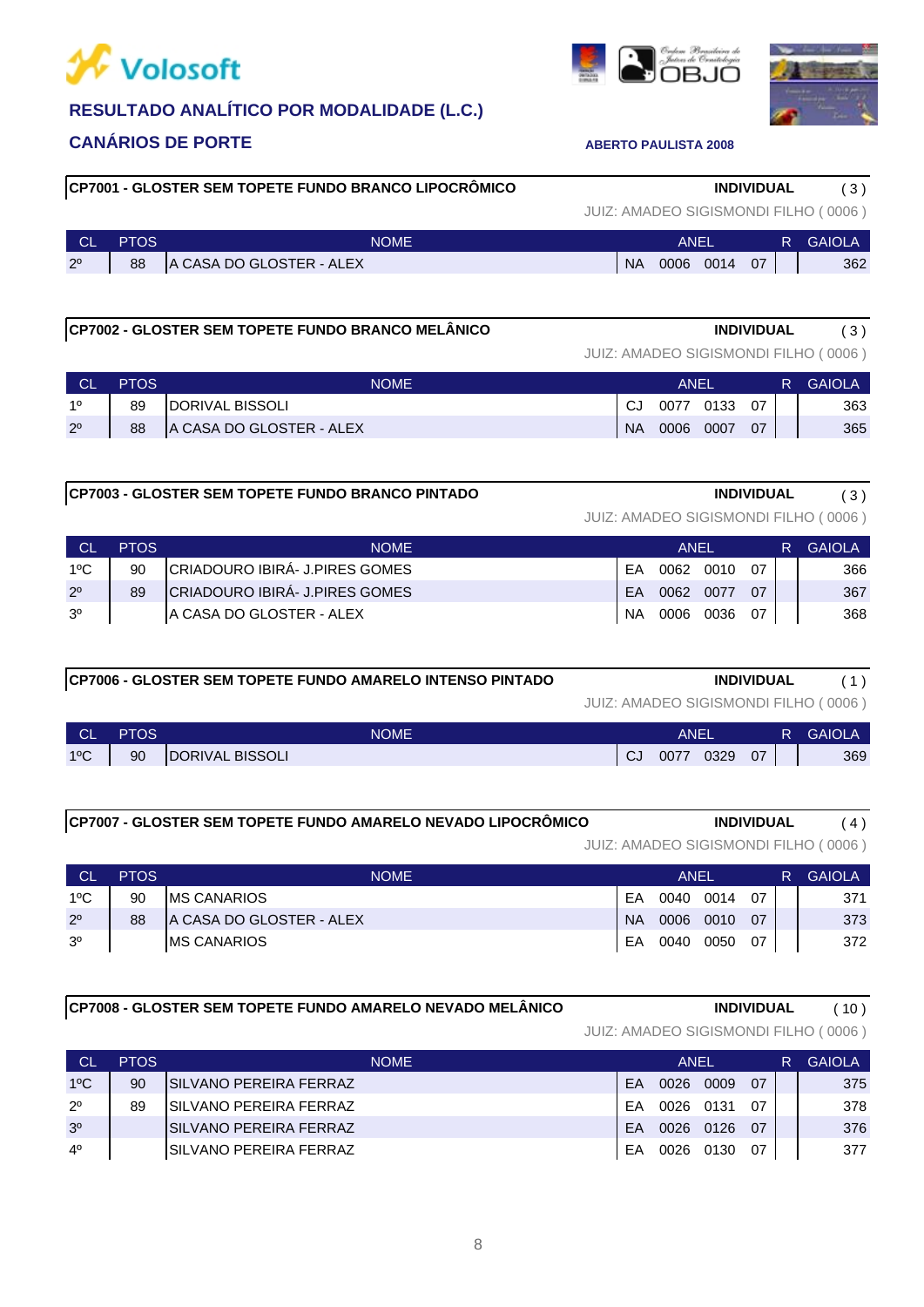**Volosoft**

## RESULTADO ANALÍTICO POR MODALIDADE (L.C.)

### CANÁRIOS DE PORTE

**ABERTO PAULISTA 2008**

**CP7001 - GLOSTER SEM TOPETE FUNDO BRANCO LIPOCRÔMICO** — **INDIVIDUAL** ( 3 )

JUIZ: AMADEO SIGISMONDI FILHO ( 0006 )

| CL | PTOS | NOME | ANEL | | | | R | GAIOLA |
|---|---|---|---|---|---|---|---|---|
| 2º | 88 | A CASA DO GLOSTER - ALEX | NA | 0006 | 0014 | 07 | | 362 |

**CP7002 - GLOSTER SEM TOPETE FUNDO BRANCO MELÂNICO** — **INDIVIDUAL** ( 3 )

JUIZ: AMADEO SIGISMONDI FILHO ( 0006 )

| CL | PTOS | NOME | ANEL | | | | R | GAIOLA |
|---|---|---|---|---|---|---|---|---|
| 1º | 89 | DORIVAL BISSOLI | CJ | 0077 | 0133 | 07 | | 363 |
| 2º | 88 | A CASA DO GLOSTER - ALEX | NA | 0006 | 0007 | 07 | | 365 |

**CP7003 - GLOSTER SEM TOPETE FUNDO BRANCO PINTADO** — **INDIVIDUAL** ( 3 )

JUIZ: AMADEO SIGISMONDI FILHO ( 0006 )

| CL | PTOS | NOME | ANEL | | | | R | GAIOLA |
|---|---|---|---|---|---|---|---|---|
| 1ºC | 90 | CRIADOURO IBIRÁ- J.PIRES GOMES | EA | 0062 | 0010 | 07 | | 366 |
| 2º | 89 | CRIADOURO IBIRÁ- J.PIRES GOMES | EA | 0062 | 0077 | 07 | | 367 |
| 3º | | A CASA DO GLOSTER - ALEX | NA | 0006 | 0036 | 07 | | 368 |

**CP7006 - GLOSTER SEM TOPETE FUNDO AMARELO INTENSO PINTADO** — **INDIVIDUAL** ( 1 )

JUIZ: AMADEO SIGISMONDI FILHO ( 0006 )

| CL | PTOS | NOME | ANEL | | | | R | GAIOLA |
|---|---|---|---|---|---|---|---|---|
| 1ºC | 90 | DORIVAL BISSOLI | CJ | 0077 | 0329 | 07 | | 369 |

**CP7007 - GLOSTER SEM TOPETE FUNDO AMARELO NEVADO LIPOCRÔMICO** — **INDIVIDUAL** ( 4 )

JUIZ: AMADEO SIGISMONDI FILHO ( 0006 )

| CL | PTOS | NOME | ANEL | | | | R | GAIOLA |
|---|---|---|---|---|---|---|---|---|
| 1ºC | 90 | MS CANARIOS | EA | 0040 | 0014 | 07 | | 371 |
| 2º | 88 | A CASA DO GLOSTER - ALEX | NA | 0006 | 0010 | 07 | | 373 |
| 3º | | MS CANARIOS | EA | 0040 | 0050 | 07 | | 372 |

**CP7008 - GLOSTER SEM TOPETE FUNDO AMARELO NEVADO MELÂNICO** — **INDIVIDUAL** ( 10 )

JUIZ: AMADEO SIGISMONDI FILHO ( 0006 )

| CL | PTOS | NOME | ANEL | | | | R | GAIOLA |
|---|---|---|---|---|---|---|---|---|
| 1ºC | 90 | SILVANO PEREIRA FERRAZ | EA | 0026 | 0009 | 07 | | 375 |
| 2º | 89 | SILVANO PEREIRA FERRAZ | EA | 0026 | 0131 | 07 | | 378 |
| 3º | | SILVANO PEREIRA FERRAZ | EA | 0026 | 0126 | 07 | | 376 |
| 4º | | SILVANO PEREIRA FERRAZ | EA | 0026 | 0130 | 07 | | 377 |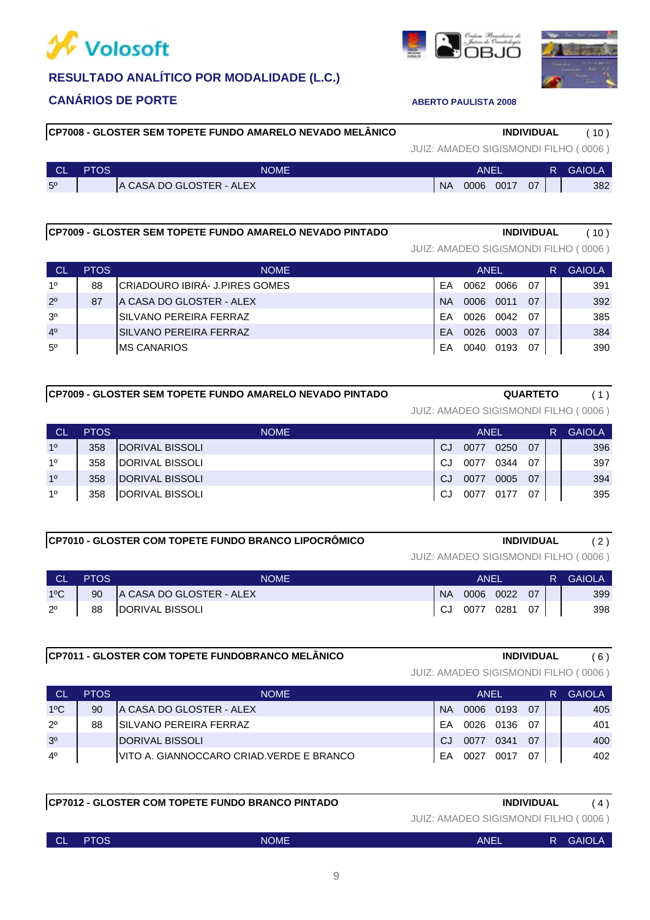## RESULTADO ANALÍTICO POR MODALIDADE (L.C.)

### CANÁRIOS DE PORTE

**ABERTO PAULISTA 2008**

**CP7008 - GLOSTER SEM TOPETE FUNDO AMARELO NEVADO MELÂNICO** — **INDIVIDUAL** ( 10 )

JUIZ: AMADEO SIGISMONDI FILHO ( 0006 )

| CL | PTOS | NOME | ANEL | | | | R | GAIOLA |
|---|---|---|---|---|---|---|---|---|
| 5º | | A CASA DO GLOSTER - ALEX | NA | 0006 | 0017 | 07 | | 382 |

**CP7009 - GLOSTER SEM TOPETE FUNDO AMARELO NEVADO PINTADO** — **INDIVIDUAL** ( 10 )

JUIZ: AMADEO SIGISMONDI FILHO ( 0006 )

| CL | PTOS | NOME | ANEL | | | | R | GAIOLA |
|---|---|---|---|---|---|---|---|---|
| 1º | 88 | CRIADOURO IBIRÁ- J.PIRES GOMES | EA | 0062 | 0066 | 07 | | 391 |
| 2º | 87 | A CASA DO GLOSTER - ALEX | NA | 0006 | 0011 | 07 | | 392 |
| 3º | | SILVANO PEREIRA FERRAZ | EA | 0026 | 0042 | 07 | | 385 |
| 4º | | SILVANO PEREIRA FERRAZ | EA | 0026 | 0003 | 07 | | 384 |
| 5º | | MS CANARIOS | EA | 0040 | 0193 | 07 | | 390 |

**CP7009 - GLOSTER SEM TOPETE FUNDO AMARELO NEVADO PINTADO** — **QUARTETO** ( 1 )

JUIZ: AMADEO SIGISMONDI FILHO ( 0006 )

| CL | PTOS | NOME | ANEL | | | | R | GAIOLA |
|---|---|---|---|---|---|---|---|---|
| 1º | 358 | DORIVAL BISSOLI | CJ | 0077 | 0250 | 07 | | 396 |
| 1º | 358 | DORIVAL BISSOLI | CJ | 0077 | 0344 | 07 | | 397 |
| 1º | 358 | DORIVAL BISSOLI | CJ | 0077 | 0005 | 07 | | 394 |
| 1º | 358 | DORIVAL BISSOLI | CJ | 0077 | 0177 | 07 | | 395 |

**CP7010 - GLOSTER COM TOPETE FUNDO BRANCO LIPOCRÔMICO** — **INDIVIDUAL** ( 2 )

JUIZ: AMADEO SIGISMONDI FILHO ( 0006 )

| CL | PTOS | NOME | ANEL | | | | R | GAIOLA |
|---|---|---|---|---|---|---|---|---|
| 1ºC | 90 | A CASA DO GLOSTER - ALEX | NA | 0006 | 0022 | 07 | | 399 |
| 2º | 88 | DORIVAL BISSOLI | CJ | 0077 | 0281 | 07 | | 398 |

**CP7011 - GLOSTER COM TOPETE FUNDOBRANCO MELÂNICO** — **INDIVIDUAL** ( 6 )

JUIZ: AMADEO SIGISMONDI FILHO ( 0006 )

| CL | PTOS | NOME | ANEL | | | | R | GAIOLA |
|---|---|---|---|---|---|---|---|---|
| 1ºC | 90 | A CASA DO GLOSTER - ALEX | NA | 0006 | 0193 | 07 | | 405 |
| 2º | 88 | SILVANO PEREIRA FERRAZ | EA | 0026 | 0136 | 07 | | 401 |
| 3º | | DORIVAL BISSOLI | CJ | 0077 | 0341 | 07 | | 400 |
| 4º | | VITO A. GIANNOCCARO CRIAD.VERDE E BRANCO | EA | 0027 | 0017 | 07 | | 402 |

**CP7012 - GLOSTER COM TOPETE FUNDO BRANCO PINTADO** — **INDIVIDUAL** ( 4 )

JUIZ: AMADEO SIGISMONDI FILHO ( 0006 )

| CL | PTOS | NOME | ANEL | R | GAIOLA |
|---|---|---|---|---|---|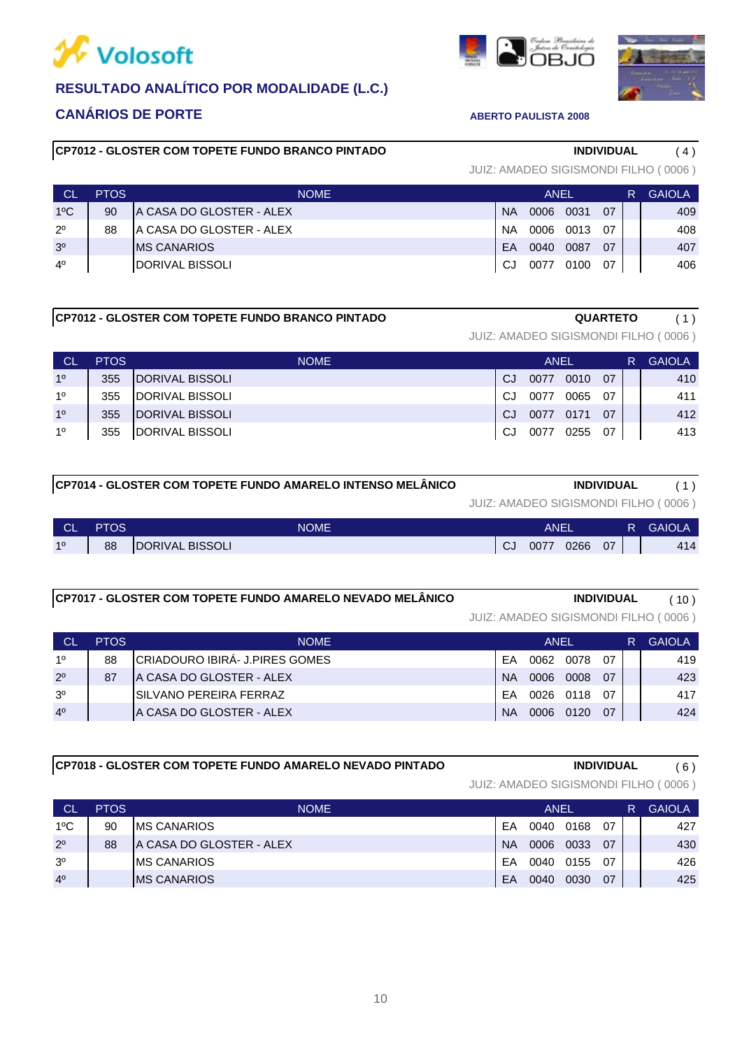Volosoft

## RESULTADO ANALÍTICO POR MODALIDADE (L.C.)

### CANÁRIOS DE PORTE

**ABERTO PAULISTA 2008**

**CP7012 - GLOSTER COM TOPETE FUNDO BRANCO PINTADO** **INDIVIDUAL** ( 4 )

JUIZ: AMADEO SIGISMONDI FILHO ( 0006 )

| CL | PTOS | NOME | ANEL | | | | R | GAIOLA |
|---|---|---|---|---|---|---|---|---|
| 1ºC | 90 | A CASA DO GLOSTER - ALEX | NA | 0006 | 0031 | 07 | | 409 |
| 2º | 88 | A CASA DO GLOSTER - ALEX | NA | 0006 | 0013 | 07 | | 408 |
| 3º | | MS CANARIOS | EA | 0040 | 0087 | 07 | | 407 |
| 4º | | DORIVAL BISSOLI | CJ | 0077 | 0100 | 07 | | 406 |

**CP7012 - GLOSTER COM TOPETE FUNDO BRANCO PINTADO** **QUARTETO** ( 1 )

JUIZ: AMADEO SIGISMONDI FILHO ( 0006 )

| CL | PTOS | NOME | ANEL | | | | R | GAIOLA |
|---|---|---|---|---|---|---|---|---|
| 1º | 355 | DORIVAL BISSOLI | CJ | 0077 | 0010 | 07 | | 410 |
| 1º | 355 | DORIVAL BISSOLI | CJ | 0077 | 0065 | 07 | | 411 |
| 1º | 355 | DORIVAL BISSOLI | CJ | 0077 | 0171 | 07 | | 412 |
| 1º | 355 | DORIVAL BISSOLI | CJ | 0077 | 0255 | 07 | | 413 |

**CP7014 - GLOSTER COM TOPETE FUNDO AMARELO INTENSO MELÂNICO** **INDIVIDUAL** ( 1 )

JUIZ: AMADEO SIGISMONDI FILHO ( 0006 )

| CL | PTOS | NOME | ANEL | | | | R | GAIOLA |
|---|---|---|---|---|---|---|---|---|
| 1º | 88 | DORIVAL BISSOLI | CJ | 0077 | 0266 | 07 | | 414 |

**CP7017 - GLOSTER COM TOPETE FUNDO AMARELO NEVADO MELÂNICO** **INDIVIDUAL** ( 10 )

JUIZ: AMADEO SIGISMONDI FILHO ( 0006 )

| CL | PTOS | NOME | ANEL | | | | R | GAIOLA |
|---|---|---|---|---|---|---|---|---|
| 1º | 88 | CRIADOURO IBIRÁ- J.PIRES GOMES | EA | 0062 | 0078 | 07 | | 419 |
| 2º | 87 | A CASA DO GLOSTER - ALEX | NA | 0006 | 0008 | 07 | | 423 |
| 3º | | SILVANO PEREIRA FERRAZ | EA | 0026 | 0118 | 07 | | 417 |
| 4º | | A CASA DO GLOSTER - ALEX | NA | 0006 | 0120 | 07 | | 424 |

**CP7018 - GLOSTER COM TOPETE FUNDO AMARELO NEVADO PINTADO** **INDIVIDUAL** ( 6 )

JUIZ: AMADEO SIGISMONDI FILHO ( 0006 )

| CL | PTOS | NOME | ANEL | | | | R | GAIOLA |
|---|---|---|---|---|---|---|---|---|
| 1ºC | 90 | MS CANARIOS | EA | 0040 | 0168 | 07 | | 427 |
| 2º | 88 | A CASA DO GLOSTER - ALEX | NA | 0006 | 0033 | 07 | | 430 |
| 3º | | MS CANARIOS | EA | 0040 | 0155 | 07 | | 426 |
| 4º | | MS CANARIOS | EA | 0040 | 0030 | 07 | | 425 |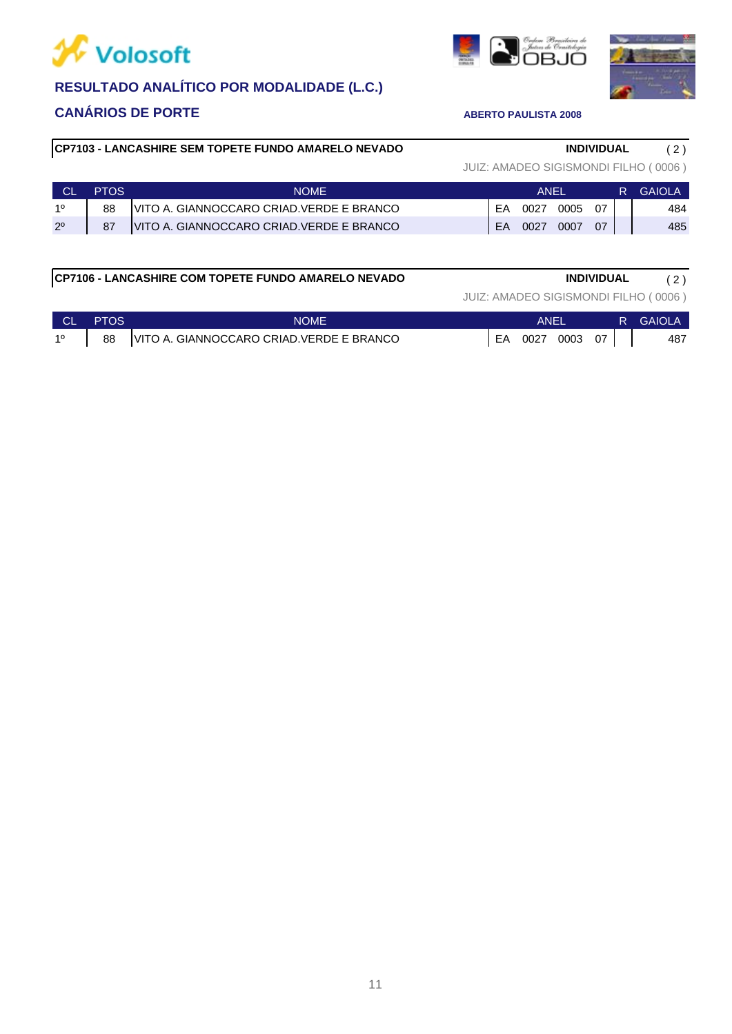Volosoft

## RESULTADO ANALÍTICO POR MODALIDADE (L.C.)

## CANÁRIOS DE PORTE

**ABERTO PAULISTA 2008**

**CP7103 - LANCASHIRE SEM TOPETE FUNDO AMARELO NEVADO** **INDIVIDUAL** ( 2 )

JUIZ: AMADEO SIGISMONDI FILHO ( 0006 )

| CL | PTOS | NOME | ANEL | | | | R | GAIOLA |
|---|---|---|---|---|---|---|---|---|
| 1º | 88 | VITO A. GIANNOCCARO CRIAD.VERDE E BRANCO | EA | 0027 | 0005 | 07 | | 484 |
| 2º | 87 | VITO A. GIANNOCCARO CRIAD.VERDE E BRANCO | EA | 0027 | 0007 | 07 | | 485 |

**CP7106 - LANCASHIRE COM TOPETE FUNDO AMARELO NEVADO** **INDIVIDUAL** ( 2 )

JUIZ: AMADEO SIGISMONDI FILHO ( 0006 )

| CL | PTOS | NOME | ANEL | | | | R | GAIOLA |
|---|---|---|---|---|---|---|---|---|
| 1º | 88 | VITO A. GIANNOCCARO CRIAD.VERDE E BRANCO | EA | 0027 | 0003 | 07 | | 487 |